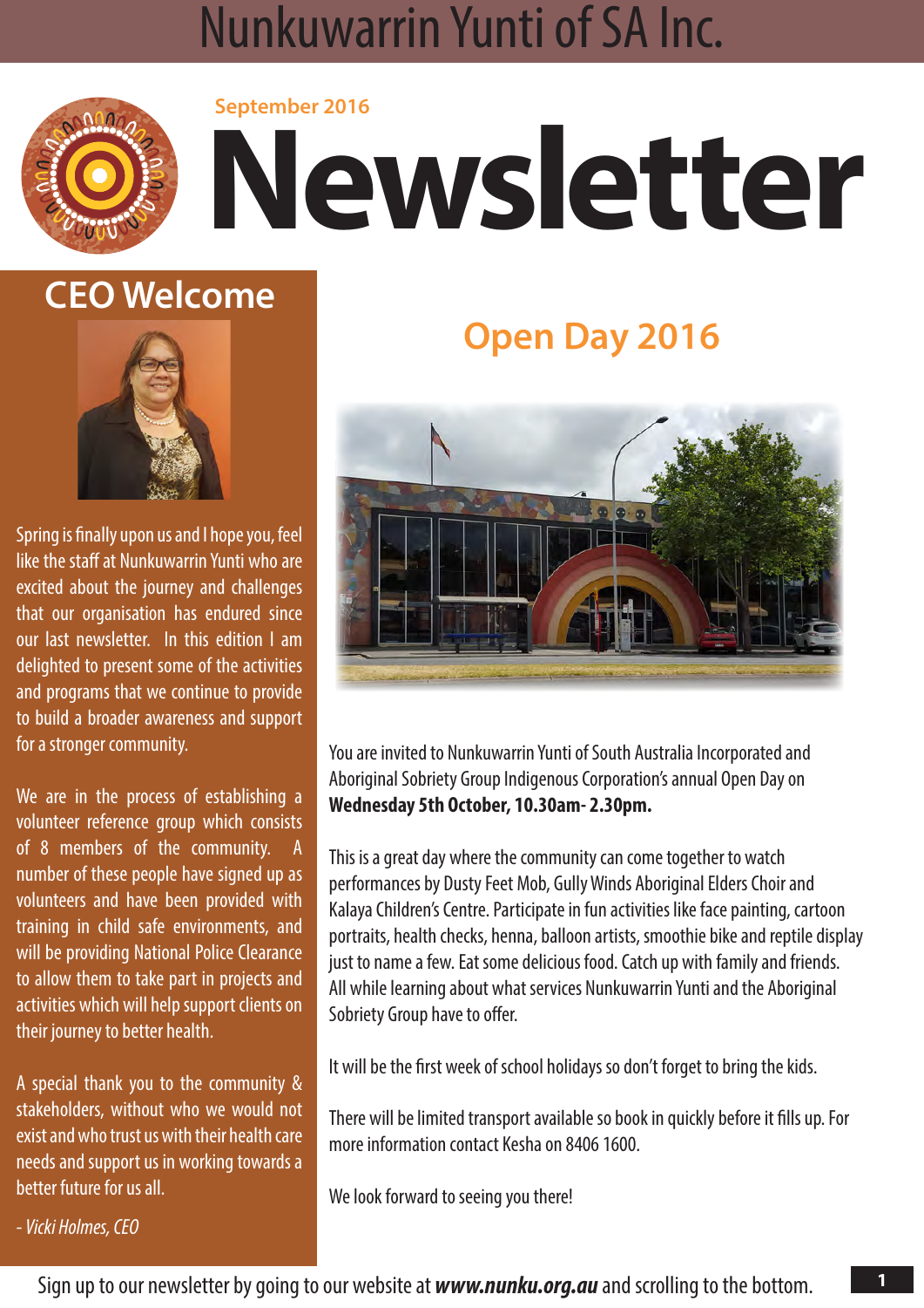# Nunkuwarrin Yunti of SA Inc.

September 2016

# Newsletter

## CEO Welcome

Spring is finally upon us and I hope you, feel like the staff at Nunkuwarrin Yunti who are excited about the journey and challenges that our organisation has endured since our last newsletter. In this edition I am delighted to present some of the activities and programs that we continue to provide to build a broader awareness and support for a stronger community.

We are in the process of establishing a volunteer reference group which consists of 8 members of the community. A number of these people have signed up as volunteers and have been provided with training in child safe environments, and will be providing National Police Clearance to allow them to take part in projects and activities which will help support clients on their journey to better health.

A special thank you to the community & stakeholders, without who we would not exist and who trust us with their health care needs and support us in working towards a better future for us all.

*- Vicki Holmes, CEO*

## Open Day 2016

You are invited to Nunkuwarrin Yunti of South Australia Incorporated and Aboriginal Sobriety Group Indigenous Corporation's annual Open Day on **Wednesday 5th October, 10.30am- 2.30pm.**

This is a great day where the community can come together to watch performances by Dusty Feet Mob, Gully Winds Aboriginal Elders Choir and Kalaya Children's Centre. Participate in fun activities like face painting, cartoon portraits, health checks, henna, balloon artists, smoothie bike and reptile display just to name a few. Eat some delicious food. Catch up with family and friends. All while learning about what services Nunkuwarrin Yunti and the Aboriginal Sobriety Group have to offer.

It will be the first week of school holidays so don't forget to bring the kids.

There will be limited transport available so book in quickly before it fills up. For more information contact Kesha on 8406 1600.

We look forward to seeing you there!

Sign up to our newsletter by going to our website at ***www.nunku.org.au*** and scrolling to the bottom.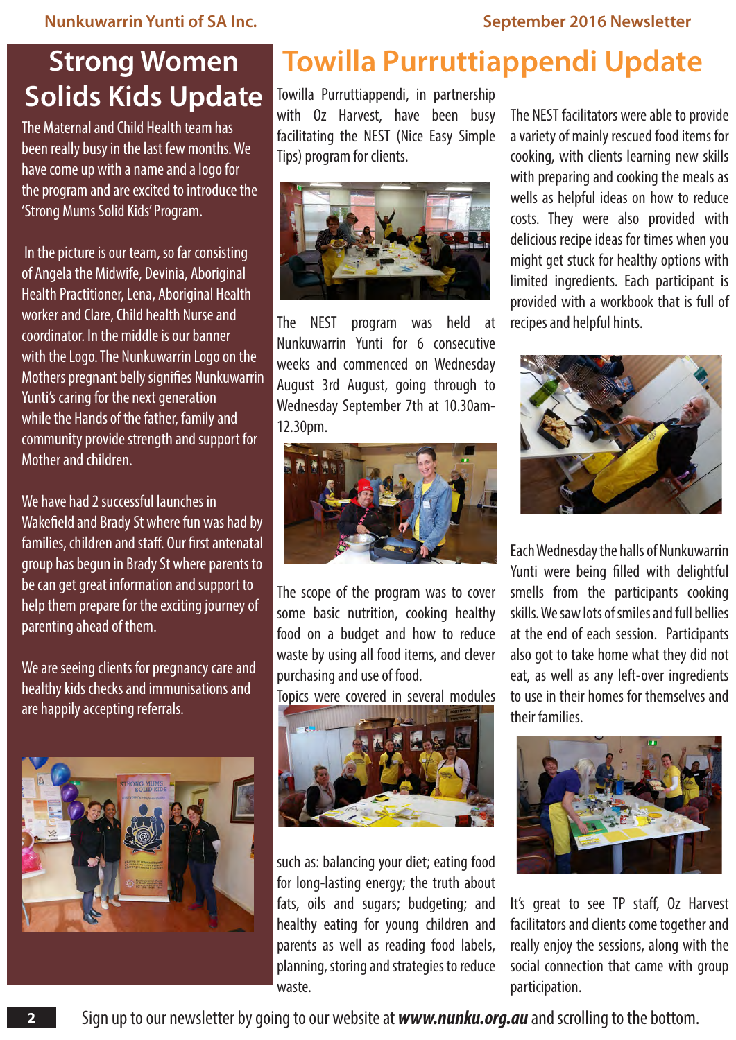# Strong Women Solids Kids Update

The Maternal and Child Health team has been really busy in the last few months. We have come up with a name and a logo for the program and are excited to introduce the 'Strong Mums Solid Kids' Program.

In the picture is our team, so far consisting of Angela the Midwife, Devinia, Aboriginal Health Practitioner, Lena, Aboriginal Health worker and Clare, Child health Nurse and coordinator. In the middle is our banner with the Logo. The Nunkuwarrin Logo on the Mothers pregnant belly signifies Nunkuwarrin Yunti's caring for the next generation while the Hands of the father, family and community provide strength and support for Mother and children.

We have had 2 successful launches in Wakefield and Brady St where fun was had by families, children and staff. Our first antenatal group has begun in Brady St where parents to be can get great information and support to help them prepare for the exciting journey of parenting ahead of them.

We are seeing clients for pregnancy care and healthy kids checks and immunisations and are happily accepting referrals.

# Towilla Purruttiappendi Update

Towilla Purruttiappendi, in partnership with Oz Harvest, have been busy facilitating the NEST (Nice Easy Simple Tips) program for clients.

The NEST program was held at Nunkuwarrin Yunti for 6 consecutive weeks and commenced on Wednesday August 3rd August, going through to Wednesday September 7th at 10.30am-12.30pm.

The scope of the program was to cover some basic nutrition, cooking healthy food on a budget and how to reduce waste by using all food items, and clever purchasing and use of food.

Topics were covered in several modules such as: balancing your diet; eating food for long-lasting energy; the truth about fats, oils and sugars; budgeting; and healthy eating for young children and parents as well as reading food labels, planning, storing and strategies to reduce waste.

The NEST facilitators were able to provide a variety of mainly rescued food items for cooking, with clients learning new skills with preparing and cooking the meals as wells as helpful ideas on how to reduce costs. They were also provided with delicious recipe ideas for times when you might get stuck for healthy options with limited ingredients. Each participant is provided with a workbook that is full of recipes and helpful hints.

Each Wednesday the halls of Nunkuwarrin Yunti were being filled with delightful smells from the participants cooking skills. We saw lots of smiles and full bellies at the end of each session. Participants also got to take home what they did not eat, as well as any left-over ingredients to use in their homes for themselves and their families.

It's great to see TP staff, Oz Harvest facilitators and clients come together and really enjoy the sessions, along with the social connection that came with group participation.

Sign up to our newsletter by going to our website at ***www.nunku.org.au*** and scrolling to the bottom.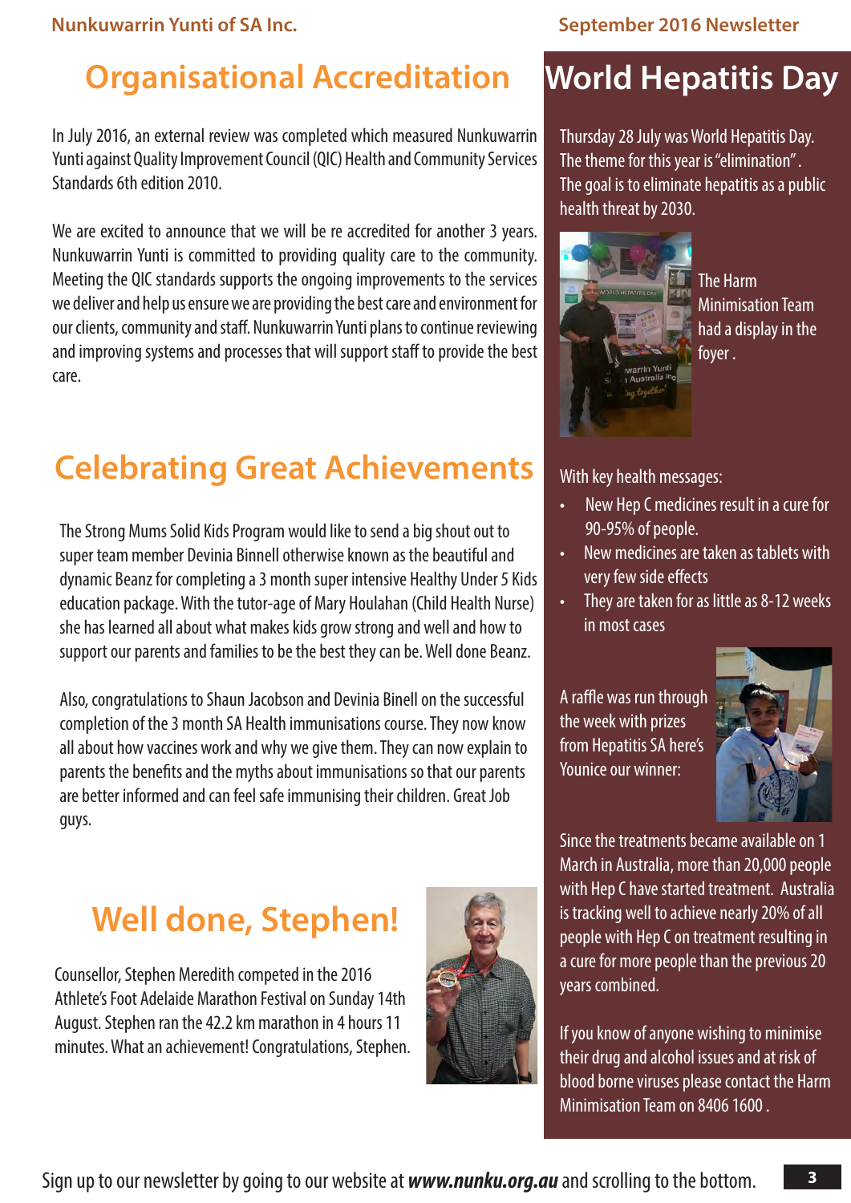## Organisational Accreditation

In July 2016, an external review was completed which measured Nunkuwarrin Yunti against Quality Improvement Council (QIC) Health and Community Services Standards 6th edition 2010.

We are excited to announce that we will be re accredited for another 3 years. Nunkuwarrin Yunti is committed to providing quality care to the community. Meeting the QIC standards supports the ongoing improvements to the services we deliver and help us ensure we are providing the best care and environment for our clients, community and staff. Nunkuwarrin Yunti plans to continue reviewing and improving systems and processes that will support staff to provide the best care.

## Celebrating Great Achievements

The Strong Mums Solid Kids Program would like to send a big shout out to super team member Devinia Binnell otherwise known as the beautiful and dynamic Beanz for completing a 3 month super intensive Healthy Under 5 Kids education package. With the tutor-age of Mary Houlahan (Child Health Nurse) she has learned all about what makes kids grow strong and well and how to support our parents and families to be the best they can be. Well done Beanz.

Also, congratulations to Shaun Jacobson and Devinia Binell on the successful completion of the 3 month SA Health immunisations course. They now know all about how vaccines work and why we give them. They can now explain to parents the benefits and the myths about immunisations so that our parents are better informed and can feel safe immunising their children. Great Job guys.

## Well done, Stephen!

Counsellor, Stephen Meredith competed in the 2016 Athlete's Foot Adelaide Marathon Festival on Sunday 14th August. Stephen ran the 42.2 km marathon in 4 hours 11 minutes. What an achievement! Congratulations, Stephen.

## World Hepatitis Day

Thursday 28 July was World Hepatitis Day. The theme for this year is "elimination". The goal is to eliminate hepatitis as a public health threat by 2030.

The Harm Minimisation Team had a display in the foyer.

With key health messages:

- New Hep C medicines result in a cure for 90-95% of people.
- New medicines are taken as tablets with very few side effects
- They are taken for as little as 8-12 weeks in most cases

A raffle was run through the week with prizes from Hepatitis SA here's Younice our winner:

Since the treatments became available on 1 March in Australia, more than 20,000 people with Hep C have started treatment. Australia is tracking well to achieve nearly 20% of all people with Hep C on treatment resulting in a cure for more people than the previous 20 years combined.

If you know of anyone wishing to minimise their drug and alcohol issues and at risk of blood borne viruses please contact the Harm Minimisation Team on 8406 1600.

Sign up to our newsletter by going to our website at ***www.nunku.org.au*** and scrolling to the bottom.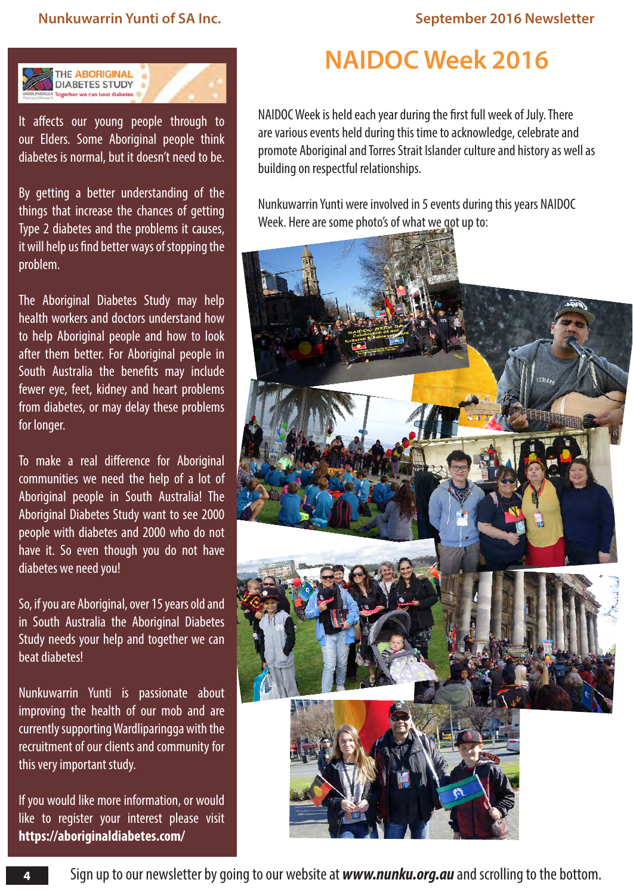THE ABORIGINAL DIABETES STUDY

Together we can beat diabetes

It affects our young people through to our Elders. Some Aboriginal people think diabetes is normal, but it doesn't need to be.

By getting a better understanding of the things that increase the chances of getting Type 2 diabetes and the problems it causes, it will help us find better ways of stopping the problem.

The Aboriginal Diabetes Study may help health workers and doctors understand how to help Aboriginal people and how to look after them better. For Aboriginal people in South Australia the benefits may include fewer eye, feet, kidney and heart problems from diabetes, or may delay these problems for longer.

To make a real difference for Aboriginal communities we need the help of a lot of Aboriginal people in South Australia! The Aboriginal Diabetes Study want to see 2000 people with diabetes and 2000 who do not have it. So even though you do not have diabetes we need you!

So, if you are Aboriginal, over 15 years old and in South Australia the Aboriginal Diabetes Study needs your help and together we can beat diabetes!

Nunkuwarrin Yunti is passionate about improving the health of our mob and are currently supporting Wardliparingga with the recruitment of our clients and community for this very important study.

If you would like more information, or would like to register your interest please visit **https://aboriginaldiabetes.com/**

# NAIDOC Week 2016

NAIDOC Week is held each year during the first full week of July. There are various events held during this time to acknowledge, celebrate and promote Aboriginal and Torres Strait Islander culture and history as well as building on respectful relationships.

Nunkuwarrin Yunti were involved in 5 events during this years NAIDOC Week. Here are some photo's of what we got up to:

Sign up to our newsletter by going to our website at ***www.nunku.org.au*** and scrolling to the bottom.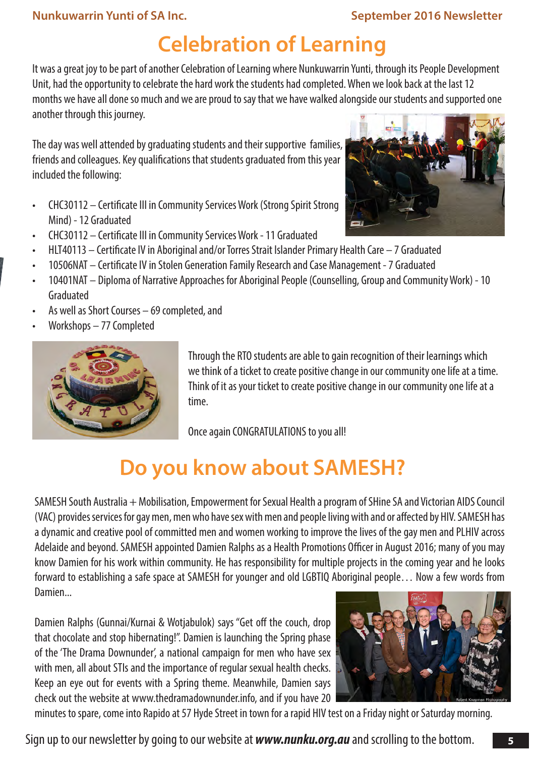# Celebration of Learning

It was a great joy to be part of another Celebration of Learning where Nunkuwarrin Yunti, through its People Development Unit, had the opportunity to celebrate the hard work the students had completed. When we look back at the last 12 months we have all done so much and we are proud to say that we have walked alongside our students and supported one another through this journey.

The day was well attended by graduating students and their supportive families, friends and colleagues. Key qualifications that students graduated from this year included the following:

- CHC30112 – Certificate III in Community Services Work (Strong Spirit Strong Mind) - 12 Graduated
- CHC30112 – Certificate III in Community Services Work - 11 Graduated
- HLT40113 – Certificate IV in Aboriginal and/or Torres Strait Islander Primary Health Care – 7 Graduated
- 10506NAT – Certificate IV in Stolen Generation Family Research and Case Management - 7 Graduated
- 10401NAT – Diploma of Narrative Approaches for Aboriginal People (Counselling, Group and Community Work) - 10 Graduated
- As well as Short Courses – 69 completed, and
- Workshops – 77 Completed

Through the RTO students are able to gain recognition of their learnings which we think of a ticket to create positive change in our community one life at a time. Think of it as your ticket to create positive change in our community one life at a time.

Once again CONGRATULATIONS to you all!

# Do you know about SAMESH?

SAMESH South Australia + Mobilisation, Empowerment for Sexual Health a program of SHine SA and Victorian AIDS Council (VAC) provides services for gay men, men who have sex with men and people living with and or affected by HIV. SAMESH has a dynamic and creative pool of committed men and women working to improve the lives of the gay men and PLHIV across Adelaide and beyond. SAMESH appointed Damien Ralphs as a Health Promotions Officer in August 2016; many of you may know Damien for his work within community. He has responsibility for multiple projects in the coming year and he looks forward to establishing a safe space at SAMESH for younger and old LGBTIQ Aboriginal people… Now a few words from Damien...

Damien Ralphs (Gunnai/Kurnai & Wotjabulok) says "Get off the couch, drop that chocolate and stop hibernating!". Damien is launching the Spring phase of the 'The Drama Downunder', a national campaign for men who have sex with men, all about STIs and the importance of regular sexual health checks. Keep an eye out for events with a Spring theme. Meanwhile, Damien says check out the website at www.thedramadownunder.info, and if you have 20 minutes to spare, come into Rapido at 57 Hyde Street in town for a rapid HIV test on a Friday night or Saturday morning.

Robert Knapman Photography

Sign up to our newsletter by going to our website at ***www.nunku.org.au*** and scrolling to the bottom.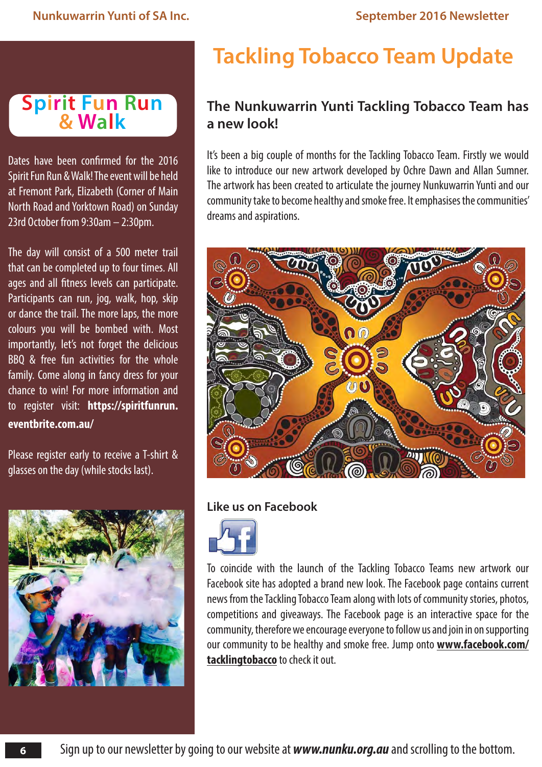# Tackling Tobacco Team Update

## Spirit Fun Run & Walk

Dates have been confirmed for the 2016 Spirit Fun Run & Walk! The event will be held at Fremont Park, Elizabeth (Corner of Main North Road and Yorktown Road) on Sunday 23rd October from 9:30am – 2:30pm.

The day will consist of a 500 meter trail that can be completed up to four times. All ages and all fitness levels can participate. Participants can run, jog, walk, hop, skip or dance the trail. The more laps, the more colours you will be bombed with. Most importantly, let's not forget the delicious BBQ & free fun activities for the whole family. Come along in fancy dress for your chance to win! For more information and to register visit: **https://spiritfunrun.eventbrite.com.au/**

Please register early to receive a T-shirt & glasses on the day (while stocks last).

## The Nunkuwarrin Yunti Tackling Tobacco Team has a new look!

It's been a big couple of months for the Tackling Tobacco Team. Firstly we would like to introduce our new artwork developed by Ochre Dawn and Allan Sumner. The artwork has been created to articulate the journey Nunkuwarrin Yunti and our community take to become healthy and smoke free. It emphasises the communities' dreams and aspirations.

### Like us on Facebook

To coincide with the launch of the Tackling Tobacco Teams new artwork our Facebook site has adopted a brand new look. The Facebook page contains current news from the Tackling Tobacco Team along with lots of community stories, photos, competitions and giveaways. The Facebook page is an interactive space for the community, therefore we encourage everyone to follow us and join in on supporting our community to be healthy and smoke free. Jump onto **www.facebook.com/tacklingtobacco** to check it out.

Sign up to our newsletter by going to our website at ***www.nunku.org.au*** and scrolling to the bottom.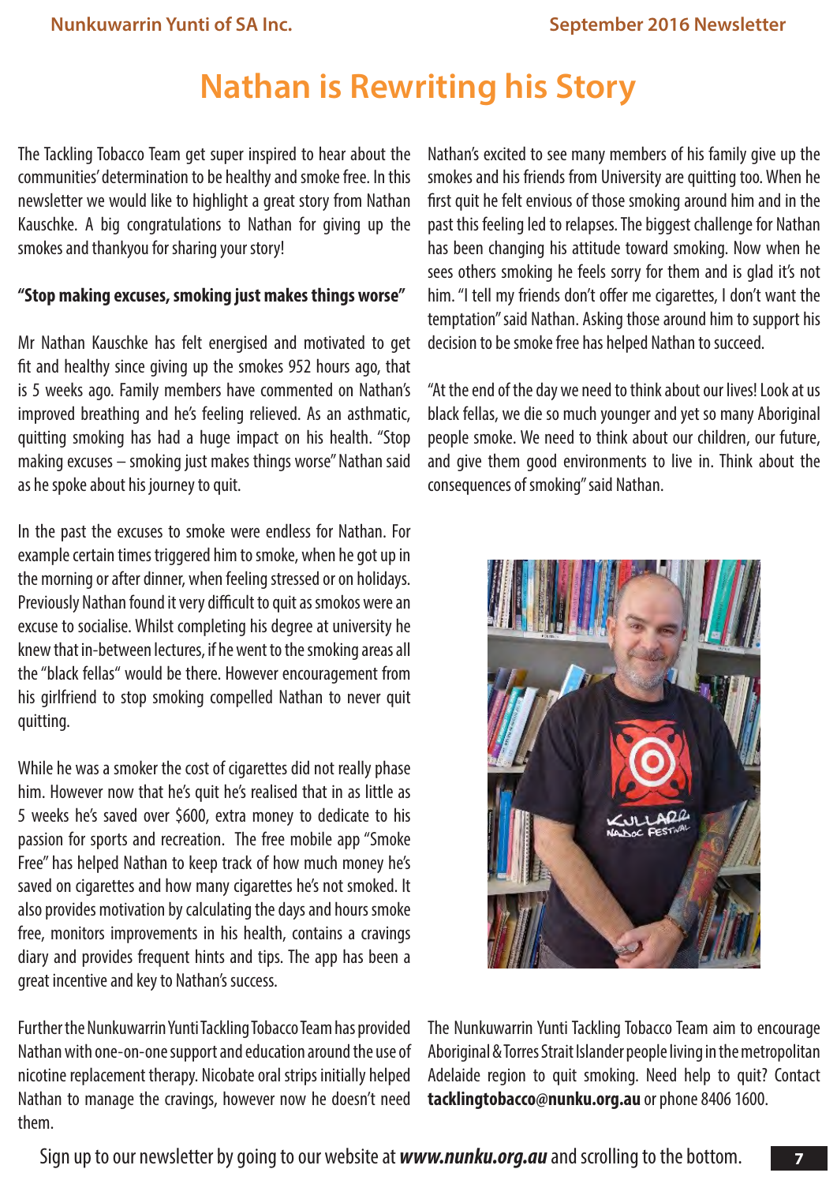# Nathan is Rewriting his Story

The Tackling Tobacco Team get super inspired to hear about the communities' determination to be healthy and smoke free. In this newsletter we would like to highlight a great story from Nathan Kauschke. A big congratulations to Nathan for giving up the smokes and thankyou for sharing your story!

**"Stop making excuses, smoking just makes things worse"**

Mr Nathan Kauschke has felt energised and motivated to get fit and healthy since giving up the smokes 952 hours ago, that is 5 weeks ago. Family members have commented on Nathan's improved breathing and he's feeling relieved. As an asthmatic, quitting smoking has had a huge impact on his health. "Stop making excuses – smoking just makes things worse" Nathan said as he spoke about his journey to quit.

In the past the excuses to smoke were endless for Nathan. For example certain times triggered him to smoke, when he got up in the morning or after dinner, when feeling stressed or on holidays. Previously Nathan found it very difficult to quit as smokos were an excuse to socialise. Whilst completing his degree at university he knew that in-between lectures, if he went to the smoking areas all the "black fellas" would be there. However encouragement from his girlfriend to stop smoking compelled Nathan to never quit quitting.

While he was a smoker the cost of cigarettes did not really phase him. However now that he's quit he's realised that in as little as 5 weeks he's saved over $600, extra money to dedicate to his passion for sports and recreation. The free mobile app "Smoke Free" has helped Nathan to keep track of how much money he's saved on cigarettes and how many cigarettes he's not smoked. It also provides motivation by calculating the days and hours smoke free, monitors improvements in his health, contains a cravings diary and provides frequent hints and tips. The app has been a great incentive and key to Nathan's success.

Further the Nunkuwarrin Yunti Tackling Tobacco Team has provided Nathan with one-on-one support and education around the use of nicotine replacement therapy. Nicobate oral strips initially helped Nathan to manage the cravings, however now he doesn't need them.

Nathan's excited to see many members of his family give up the smokes and his friends from University are quitting too. When he first quit he felt envious of those smoking around him and in the past this feeling led to relapses. The biggest challenge for Nathan has been changing his attitude toward smoking. Now when he sees others smoking he feels sorry for them and is glad it's not him. "I tell my friends don't offer me cigarettes, I don't want the temptation" said Nathan. Asking those around him to support his decision to be smoke free has helped Nathan to succeed.

"At the end of the day we need to think about our lives! Look at us black fellas, we die so much younger and yet so many Aboriginal people smoke. We need to think about our children, our future, and give them good environments to live in. Think about the consequences of smoking" said Nathan.

The Nunkuwarrin Yunti Tackling Tobacco Team aim to encourage Aboriginal & Torres Strait Islander people living in the metropolitan Adelaide region to quit smoking. Need help to quit? Contact **tacklingtobacco@nunku.org.au** or phone 8406 1600.

Sign up to our newsletter by going to our website at ***www.nunku.org.au*** and scrolling to the bottom.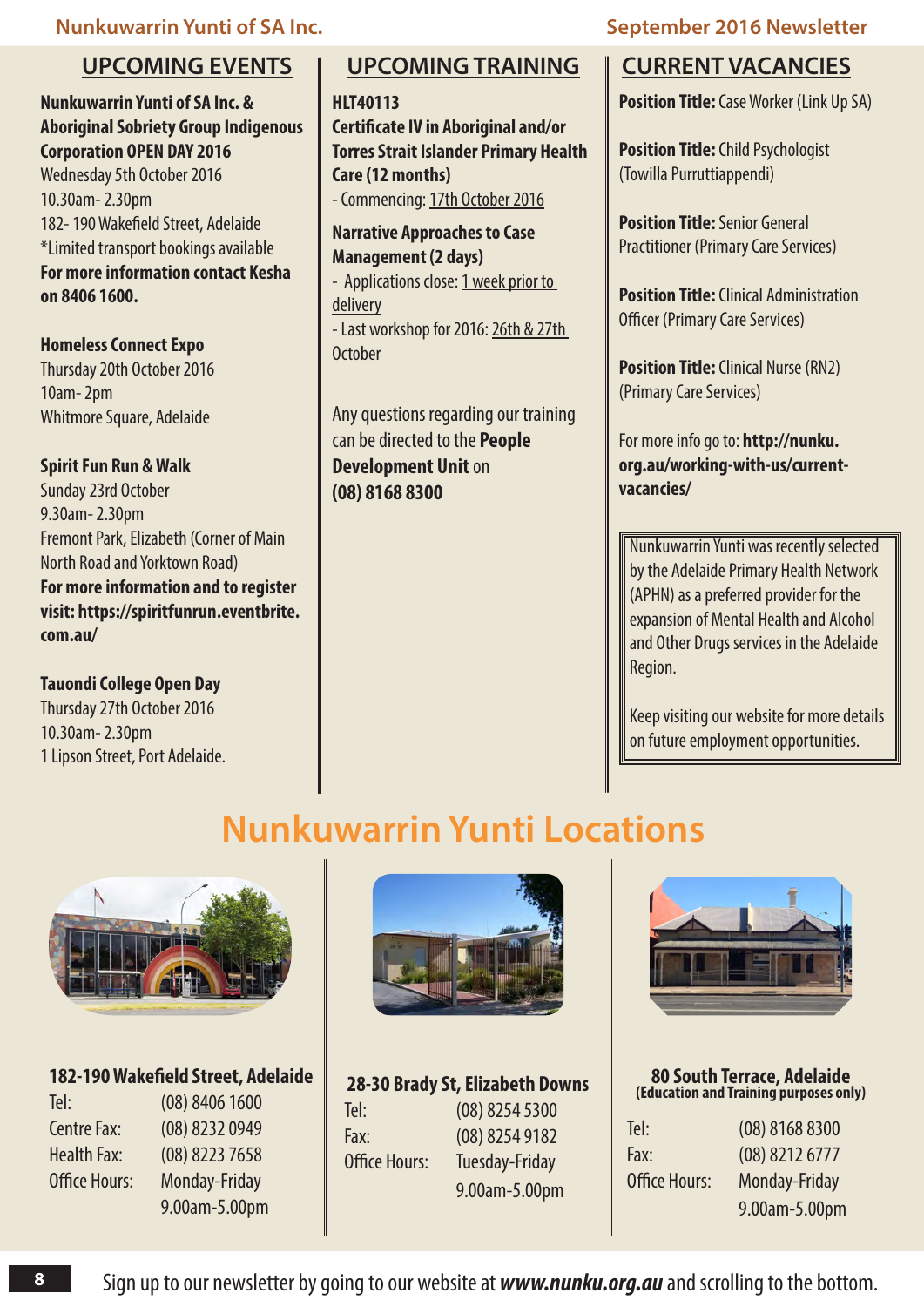## UPCOMING EVENTS

**Nunkuwarrin Yunti of SA Inc. & Aboriginal Sobriety Group Indigenous Corporation OPEN DAY 2016**
Wednesday 5th October 2016
10.30am- 2.30pm
182- 190 Wakefield Street, Adelaide
*Limited transport bookings available
**For more information contact Kesha on 8406 1600.**

**Homeless Connect Expo**
Thursday 20th October 2016
10am- 2pm
Whitmore Square, Adelaide

**Spirit Fun Run & Walk**
Sunday 23rd October
9.30am- 2.30pm
Fremont Park, Elizabeth (Corner of Main North Road and Yorktown Road)
**For more information and to register visit: https://spiritfunrun.eventbrite.com.au/**

**Tauondi College Open Day**
Thursday 27th October 2016
10.30am- 2.30pm
1 Lipson Street, Port Adelaide.

## UPCOMING TRAINING

**HLT40113**
**Certificate IV in Aboriginal and/or Torres Strait Islander Primary Health Care (12 months)**
- Commencing: 17th October 2016

**Narrative Approaches to Case Management (2 days)**
- Applications close: 1 week prior to delivery
- Last workshop for 2016: 26th & 27th October

Any questions regarding our training can be directed to the **People Development Unit** on **(08) 8168 8300**

## CURRENT VACANCIES

**Position Title:** Case Worker (Link Up SA)

**Position Title:** Child Psychologist (Towilla Purruttiappendi)

**Position Title:** Senior General Practitioner (Primary Care Services)

**Position Title:** Clinical Administration Officer (Primary Care Services)

**Position Title:** Clinical Nurse (RN2) (Primary Care Services)

For more info go to: **http://nunku.org.au/working-with-us/current-vacancies/**

Nunkuwarrin Yunti was recently selected by the Adelaide Primary Health Network (APHN) as a preferred provider for the expansion of Mental Health and Alcohol and Other Drugs services in the Adelaide Region.

Keep visiting our website for more details on future employment opportunities.

# Nunkuwarrin Yunti Locations

**182-190 Wakefield Street, Adelaide**

| | |
|---|---|
| Tel: | (08) 8406 1600 |
| Centre Fax: | (08) 8232 0949 |
| Health Fax: | (08) 8223 7658 |
| Office Hours: | Monday-Friday 9.00am-5.00pm |

**28-30 Brady St, Elizabeth Downs**

| | |
|---|---|
| Tel: | (08) 8254 5300 |
| Fax: | (08) 8254 9182 |
| Office Hours: | Tuesday-Friday 9.00am-5.00pm |

**80 South Terrace, Adelaide**
**(Education and Training purposes only)**

| | |
|---|---|
| Tel: | (08) 8168 8300 |
| Fax: | (08) 8212 6777 |
| Office Hours: | Monday-Friday 9.00am-5.00pm |

Sign up to our newsletter by going to our website at ***www.nunku.org.au*** and scrolling to the bottom.